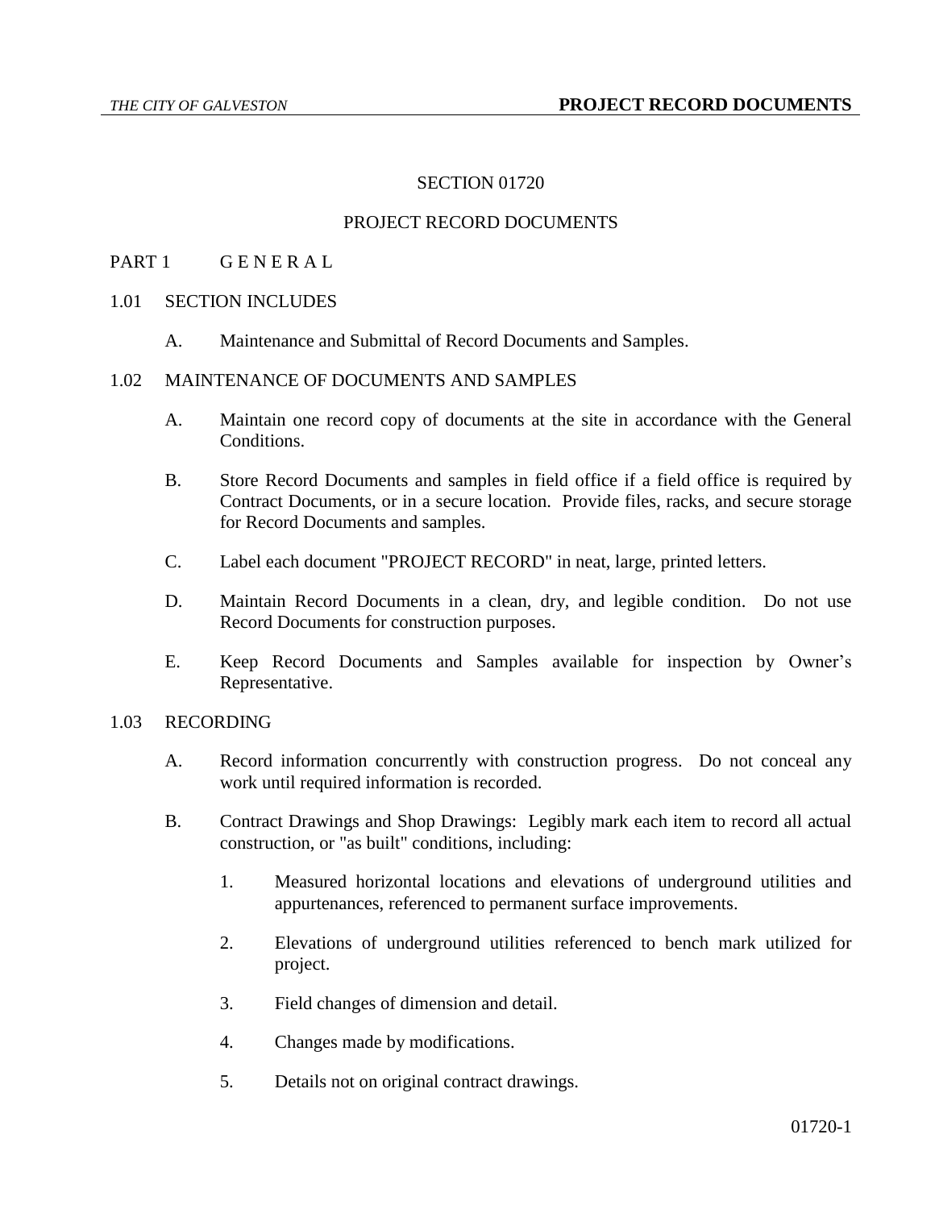# SECTION 01720

## PROJECT RECORD DOCUMENTS

### PART 1 G E N E R A L

#### 1.01 SECTION INCLUDES

A. Maintenance and Submittal of Record Documents and Samples.

#### 1.02 MAINTENANCE OF DOCUMENTS AND SAMPLES

A. Maintain one record copy of documents at the site in accordance with the General Conditions.

B. Store Record Documents and samples in field office if a field office is required by Contract Documents, or in a secure location. Provide files, racks, and secure storage for Record Documents and samples.

C. Label each document "PROJECT RECORD" in neat, large, printed letters.

D. Maintain Record Documents in a clean, dry, and legible condition. Do not use Record Documents for construction purposes.

E. Keep Record Documents and Samples available for inspection by Owner's Representative.

#### 1.03 RECORDING

A. Record information concurrently with construction progress. Do not conceal any work until required information is recorded.

B. Contract Drawings and Shop Drawings: Legibly mark each item to record all actual construction, or "as built" conditions, including:

1. Measured horizontal locations and elevations of underground utilities and appurtenances, referenced to permanent surface improvements.
2. Elevations of underground utilities referenced to bench mark utilized for project.
3. Field changes of dimension and detail.
4. Changes made by modifications.
5. Details not on original contract drawings.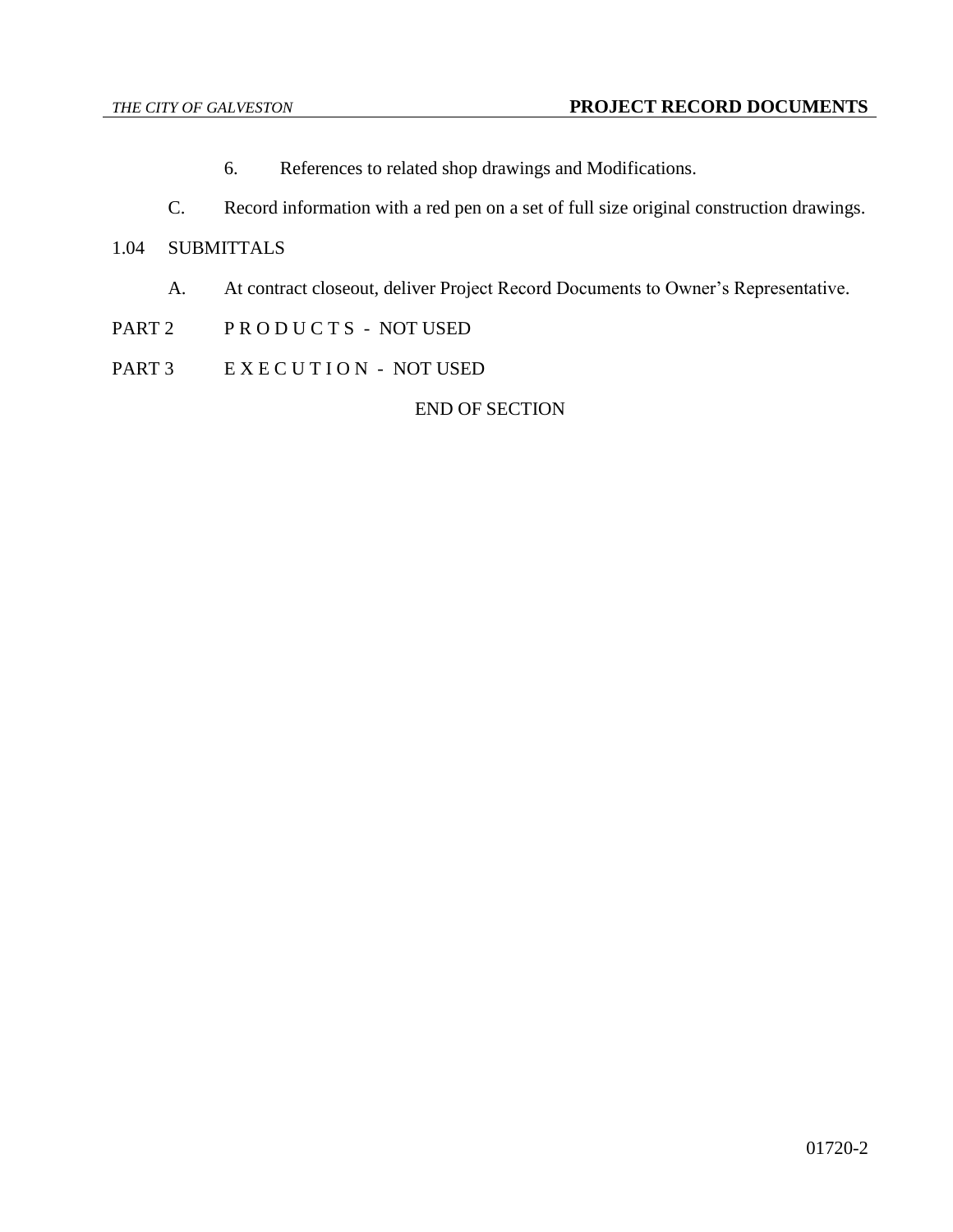6. References to related shop drawings and Modifications.

C. Record information with a red pen on a set of full size original construction drawings.

1.04 SUBMITTALS

A. At contract closeout, deliver Project Record Documents to Owner's Representative.

PART 2 P R O D U C T S - NOT USED

PART 3 E X E C U T I O N - NOT USED

END OF SECTION